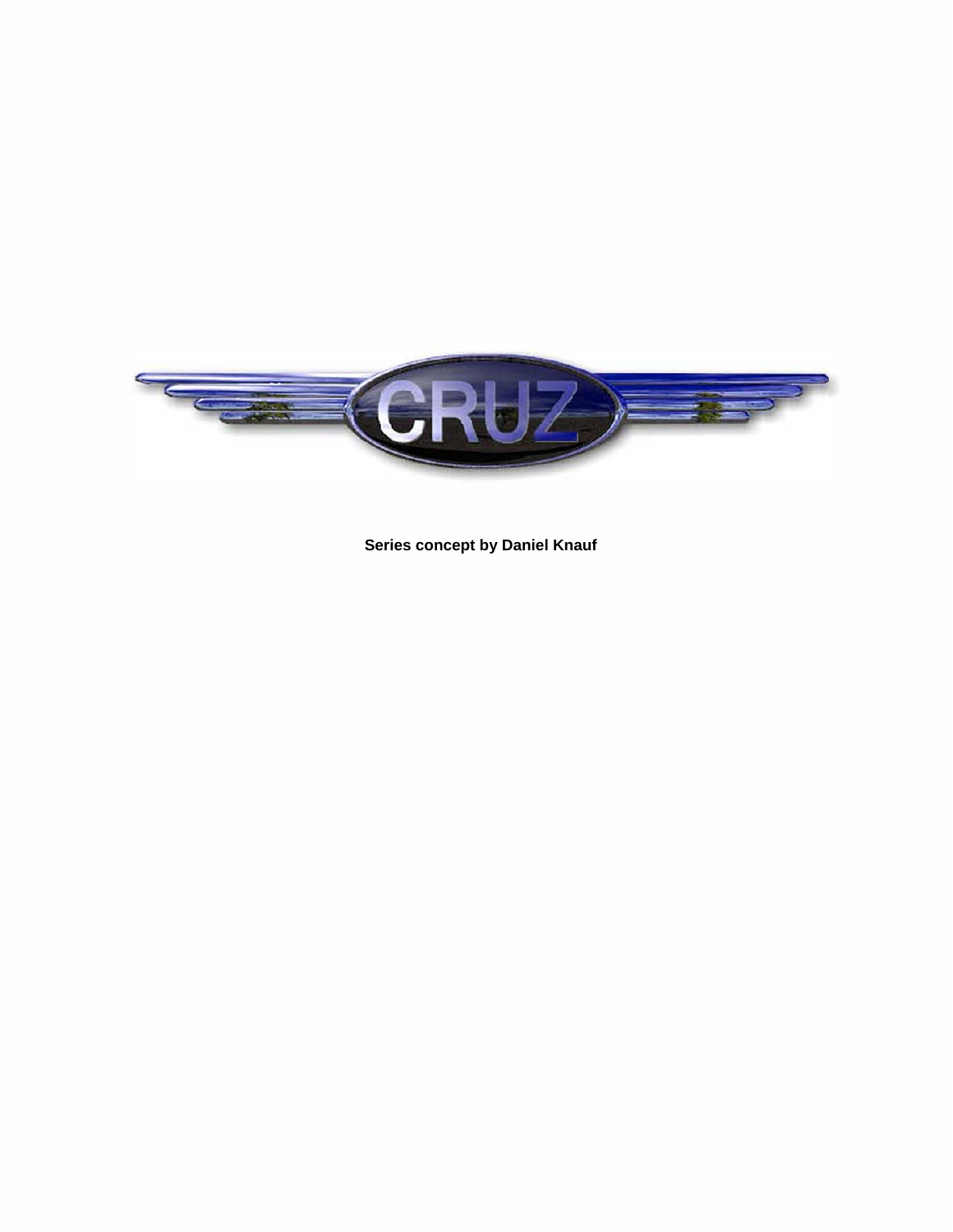# CRUZ

**Series concept by Daniel Knauf**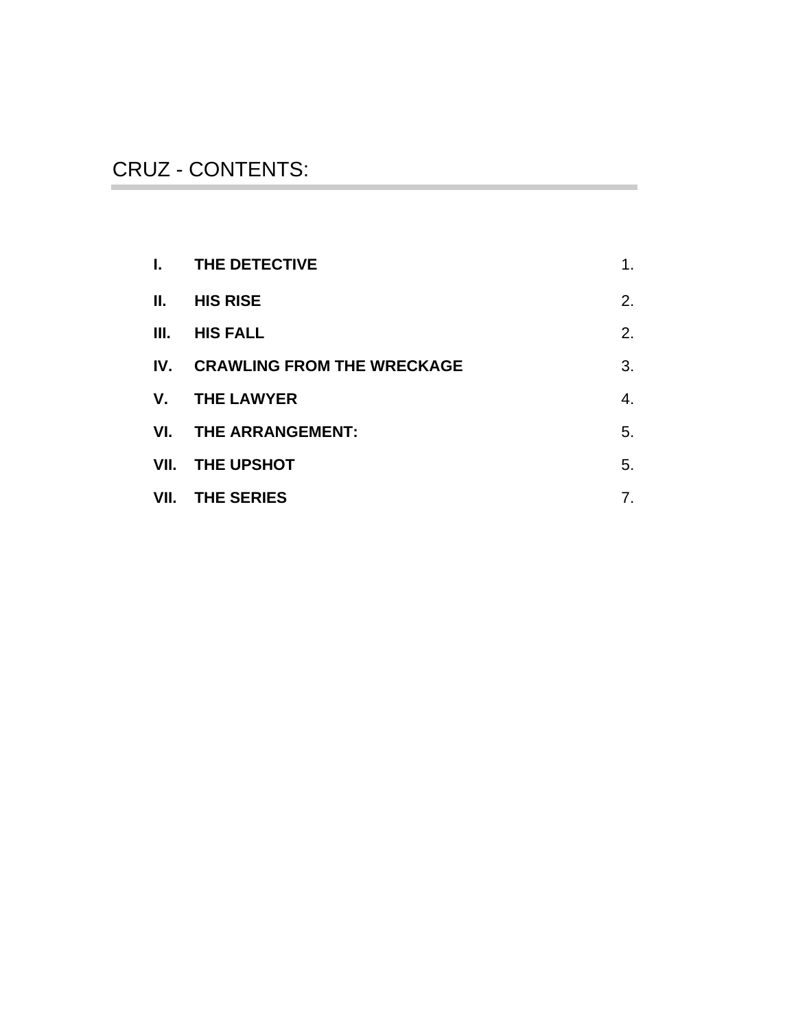# CRUZ - CONTENTS:

| | | |
|---|---|---|
| **I.** | **THE DETECTIVE** | 1. |
| **II.** | **HIS RISE** | 2. |
| **III.** | **HIS FALL** | 2. |
| **IV.** | **CRAWLING FROM THE WRECKAGE** | 3. |
| **V.** | **THE LAWYER** | 4. |
| **VI.** | **THE ARRANGEMENT:** | 5. |
| **VII.** | **THE UPSHOT** | 5. |
| **VII.** | **THE SERIES** | 7. |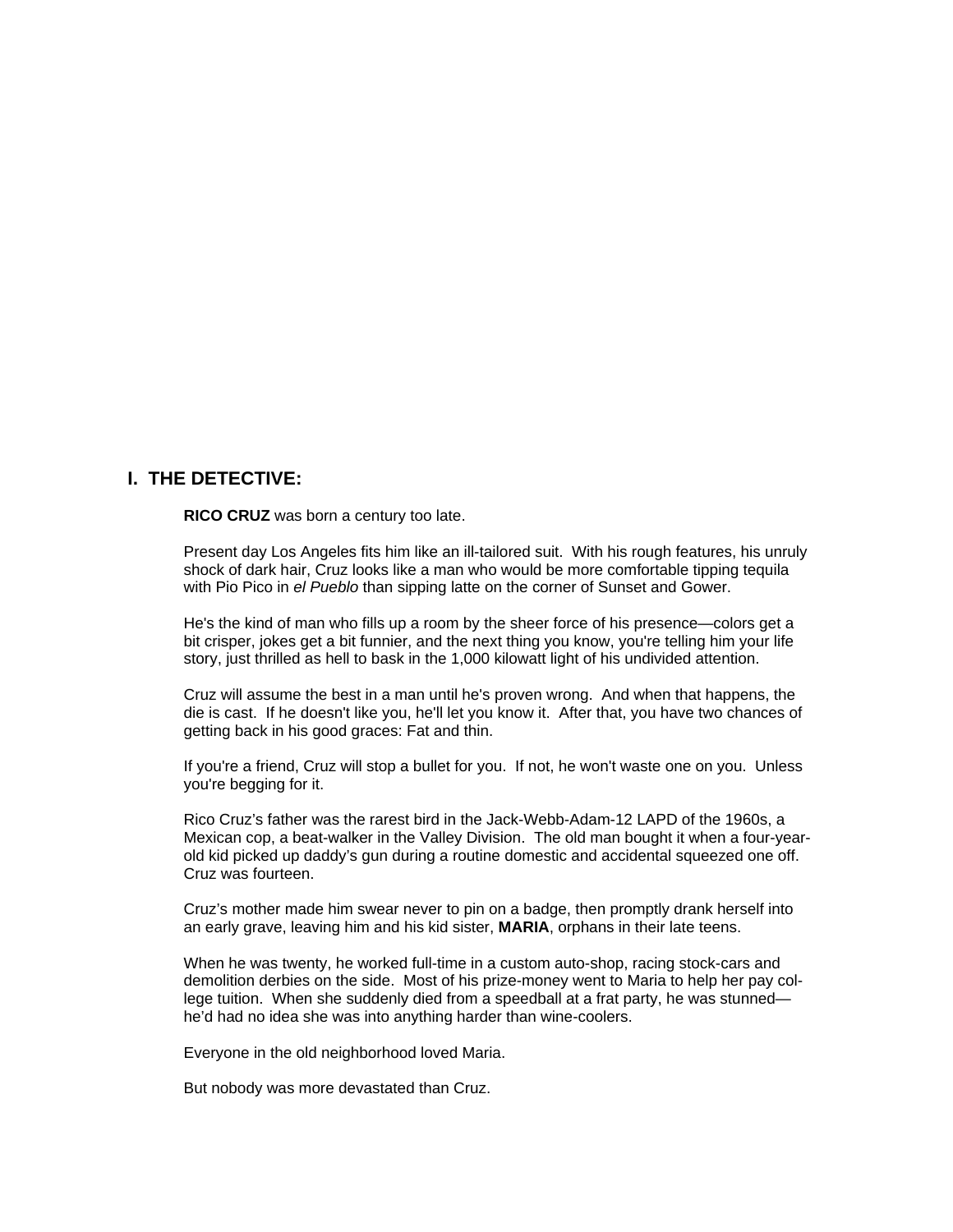## I. THE DETECTIVE:

**RICO CRUZ** was born a century too late.

Present day Los Angeles fits him like an ill-tailored suit. With his rough features, his unruly shock of dark hair, Cruz looks like a man who would be more comfortable tipping tequila with Pio Pico in *el Pueblo* than sipping latte on the corner of Sunset and Gower.

He's the kind of man who fills up a room by the sheer force of his presence—colors get a bit crisper, jokes get a bit funnier, and the next thing you know, you're telling him your life story, just thrilled as hell to bask in the 1,000 kilowatt light of his undivided attention.

Cruz will assume the best in a man until he's proven wrong. And when that happens, the die is cast. If he doesn't like you, he'll let you know it. After that, you have two chances of getting back in his good graces: Fat and thin.

If you're a friend, Cruz will stop a bullet for you. If not, he won't waste one on you. Unless you're begging for it.

Rico Cruz's father was the rarest bird in the Jack-Webb-Adam-12 LAPD of the 1960s, a Mexican cop, a beat-walker in the Valley Division. The old man bought it when a four-year-old kid picked up daddy's gun during a routine domestic and accidental squeezed one off. Cruz was fourteen.

Cruz's mother made him swear never to pin on a badge, then promptly drank herself into an early grave, leaving him and his kid sister, **MARIA**, orphans in their late teens.

When he was twenty, he worked full-time in a custom auto-shop, racing stock-cars and demolition derbies on the side. Most of his prize-money went to Maria to help her pay college tuition. When she suddenly died from a speedball at a frat party, he was stunned—he'd had no idea she was into anything harder than wine-coolers.

Everyone in the old neighborhood loved Maria.

But nobody was more devastated than Cruz.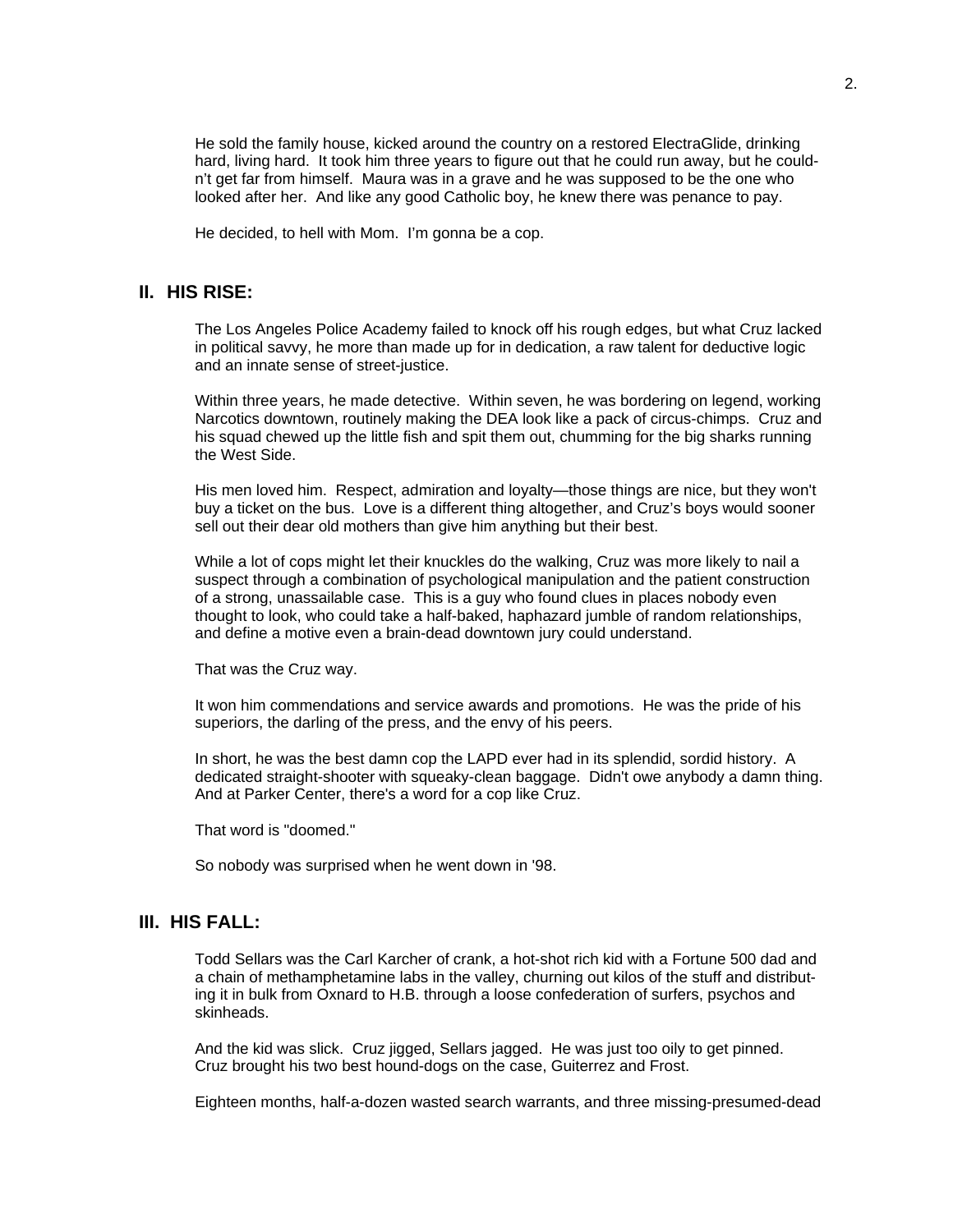He sold the family house, kicked around the country on a restored ElectraGlide, drinking hard, living hard. It took him three years to figure out that he could run away, but he couldn't get far from himself. Maura was in a grave and he was supposed to be the one who looked after her. And like any good Catholic boy, he knew there was penance to pay.

He decided, to hell with Mom. I'm gonna be a cop.

## II. HIS RISE:

The Los Angeles Police Academy failed to knock off his rough edges, but what Cruz lacked in political savvy, he more than made up for in dedication, a raw talent for deductive logic and an innate sense of street-justice.

Within three years, he made detective. Within seven, he was bordering on legend, working Narcotics downtown, routinely making the DEA look like a pack of circus-chimps. Cruz and his squad chewed up the little fish and spit them out, chumming for the big sharks running the West Side.

His men loved him. Respect, admiration and loyalty—those things are nice, but they won't buy a ticket on the bus. Love is a different thing altogether, and Cruz's boys would sooner sell out their dear old mothers than give him anything but their best.

While a lot of cops might let their knuckles do the walking, Cruz was more likely to nail a suspect through a combination of psychological manipulation and the patient construction of a strong, unassailable case. This is a guy who found clues in places nobody even thought to look, who could take a half-baked, haphazard jumble of random relationships, and define a motive even a brain-dead downtown jury could understand.

That was the Cruz way.

It won him commendations and service awards and promotions. He was the pride of his superiors, the darling of the press, and the envy of his peers.

In short, he was the best damn cop the LAPD ever had in its splendid, sordid history. A dedicated straight-shooter with squeaky-clean baggage. Didn't owe anybody a damn thing. And at Parker Center, there's a word for a cop like Cruz.

That word is "doomed."

So nobody was surprised when he went down in '98.

## III. HIS FALL:

Todd Sellars was the Carl Karcher of crank, a hot-shot rich kid with a Fortune 500 dad and a chain of methamphetamine labs in the valley, churning out kilos of the stuff and distributing it in bulk from Oxnard to H.B. through a loose confederation of surfers, psychos and skinheads.

And the kid was slick. Cruz jigged, Sellars jagged. He was just too oily to get pinned. Cruz brought his two best hound-dogs on the case, Guiterrez and Frost.

Eighteen months, half-a-dozen wasted search warrants, and three missing-presumed-dead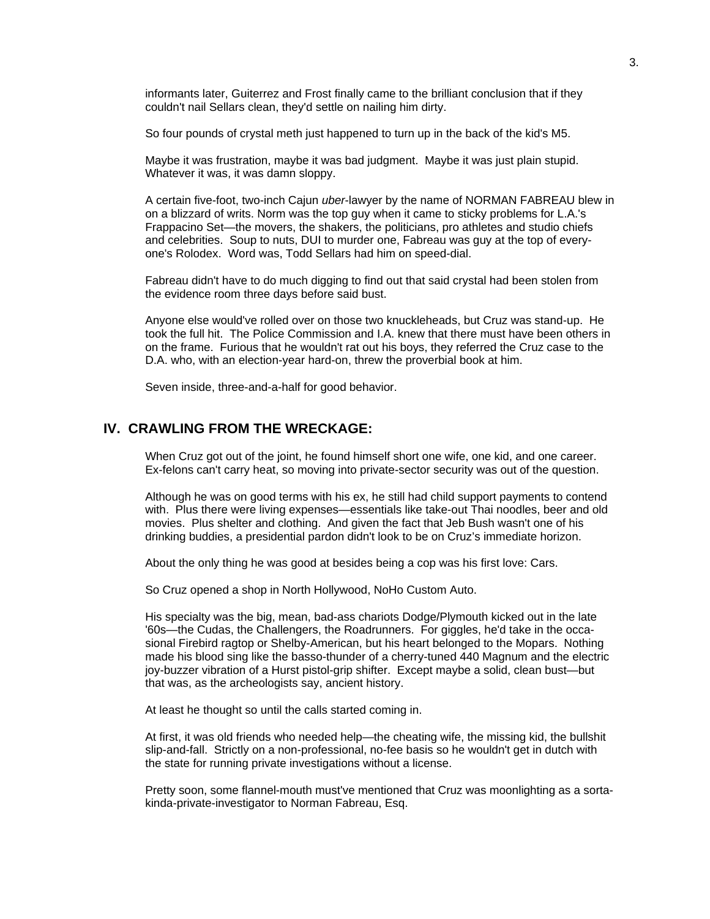informants later, Guiterrez and Frost finally came to the brilliant conclusion that if they couldn't nail Sellars clean, they'd settle on nailing him dirty.

So four pounds of crystal meth just happened to turn up in the back of the kid's M5.

Maybe it was frustration, maybe it was bad judgment. Maybe it was just plain stupid. Whatever it was, it was damn sloppy.

A certain five-foot, two-inch Cajun *uber*-lawyer by the name of NORMAN FABREAU blew in on a blizzard of writs. Norm was the top guy when it came to sticky problems for L.A.'s Frappacino Set—the movers, the shakers, the politicians, pro athletes and studio chiefs and celebrities. Soup to nuts, DUI to murder one, Fabreau was guy at the top of everyone's Rolodex. Word was, Todd Sellars had him on speed-dial.

Fabreau didn't have to do much digging to find out that said crystal had been stolen from the evidence room three days before said bust.

Anyone else would've rolled over on those two knuckleheads, but Cruz was stand-up. He took the full hit. The Police Commission and I.A. knew that there must have been others in on the frame. Furious that he wouldn't rat out his boys, they referred the Cruz case to the D.A. who, with an election-year hard-on, threw the proverbial book at him.

Seven inside, three-and-a-half for good behavior.

## IV. CRAWLING FROM THE WRECKAGE:

When Cruz got out of the joint, he found himself short one wife, one kid, and one career. Ex-felons can't carry heat, so moving into private-sector security was out of the question.

Although he was on good terms with his ex, he still had child support payments to contend with. Plus there were living expenses—essentials like take-out Thai noodles, beer and old movies. Plus shelter and clothing. And given the fact that Jeb Bush wasn't one of his drinking buddies, a presidential pardon didn't look to be on Cruz's immediate horizon.

About the only thing he was good at besides being a cop was his first love: Cars.

So Cruz opened a shop in North Hollywood, NoHo Custom Auto.

His specialty was the big, mean, bad-ass chariots Dodge/Plymouth kicked out in the late '60s—the Cudas, the Challengers, the Roadrunners. For giggles, he'd take in the occasional Firebird ragtop or Shelby-American, but his heart belonged to the Mopars. Nothing made his blood sing like the basso-thunder of a cherry-tuned 440 Magnum and the electric joy-buzzer vibration of a Hurst pistol-grip shifter. Except maybe a solid, clean bust—but that was, as the archeologists say, ancient history.

At least he thought so until the calls started coming in.

At first, it was old friends who needed help—the cheating wife, the missing kid, the bullshit slip-and-fall. Strictly on a non-professional, no-fee basis so he wouldn't get in dutch with the state for running private investigations without a license.

Pretty soon, some flannel-mouth must've mentioned that Cruz was moonlighting as a sorta-kinda-private-investigator to Norman Fabreau, Esq.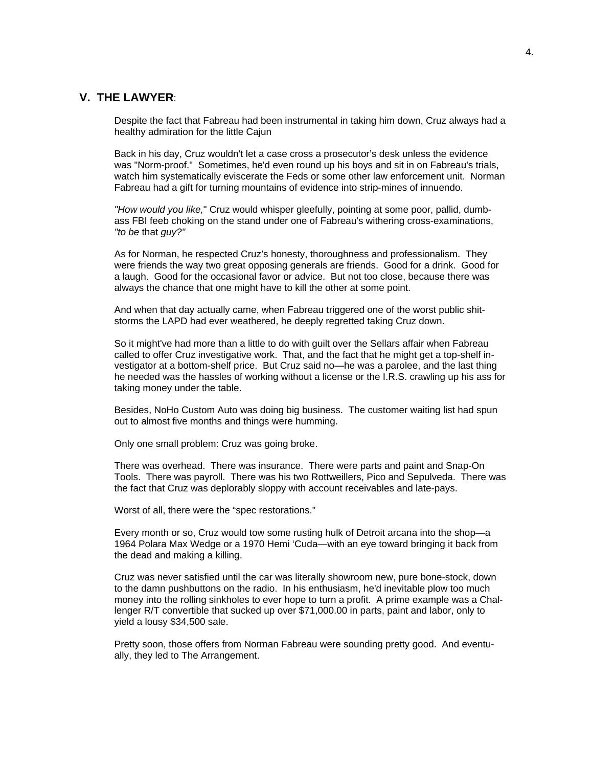## V. THE LAWYER:

Despite the fact that Fabreau had been instrumental in taking him down, Cruz always had a healthy admiration for the little Cajun

Back in his day, Cruz wouldn't let a case cross a prosecutor's desk unless the evidence was "Norm-proof." Sometimes, he'd even round up his boys and sit in on Fabreau's trials, watch him systematically eviscerate the Feds or some other law enforcement unit. Norman Fabreau had a gift for turning mountains of evidence into strip-mines of innuendo.

*"How would you like,"* Cruz would whisper gleefully, pointing at some poor, pallid, dumb-ass FBI feeb choking on the stand under one of Fabreau's withering cross-examinations, *"to be* that *guy?"*

As for Norman, he respected Cruz's honesty, thoroughness and professionalism. They were friends the way two great opposing generals are friends. Good for a drink. Good for a laugh. Good for the occasional favor or advice. But not too close, because there was always the chance that one might have to kill the other at some point.

And when that day actually came, when Fabreau triggered one of the worst public shit-storms the LAPD had ever weathered, he deeply regretted taking Cruz down.

So it might've had more than a little to do with guilt over the Sellars affair when Fabreau called to offer Cruz investigative work. That, and the fact that he might get a top-shelf investigator at a bottom-shelf price. But Cruz said no—he was a parolee, and the last thing he needed was the hassles of working without a license or the I.R.S. crawling up his ass for taking money under the table.

Besides, NoHo Custom Auto was doing big business. The customer waiting list had spun out to almost five months and things were humming.

Only one small problem: Cruz was going broke.

There was overhead. There was insurance. There were parts and paint and Snap-On Tools. There was payroll. There was his two Rottweillers, Pico and Sepulveda. There was the fact that Cruz was deplorably sloppy with account receivables and late-pays.

Worst of all, there were the "spec restorations."

Every month or so, Cruz would tow some rusting hulk of Detroit arcana into the shop—a 1964 Polara Max Wedge or a 1970 Hemi 'Cuda—with an eye toward bringing it back from the dead and making a killing.

Cruz was never satisfied until the car was literally showroom new, pure bone-stock, down to the damn pushbuttons on the radio. In his enthusiasm, he'd inevitable plow too much money into the rolling sinkholes to ever hope to turn a profit. A prime example was a Challenger R/T convertible that sucked up over $71,000.00 in parts, paint and labor, only to yield a lousy $34,500 sale.

Pretty soon, those offers from Norman Fabreau were sounding pretty good. And eventually, they led to The Arrangement.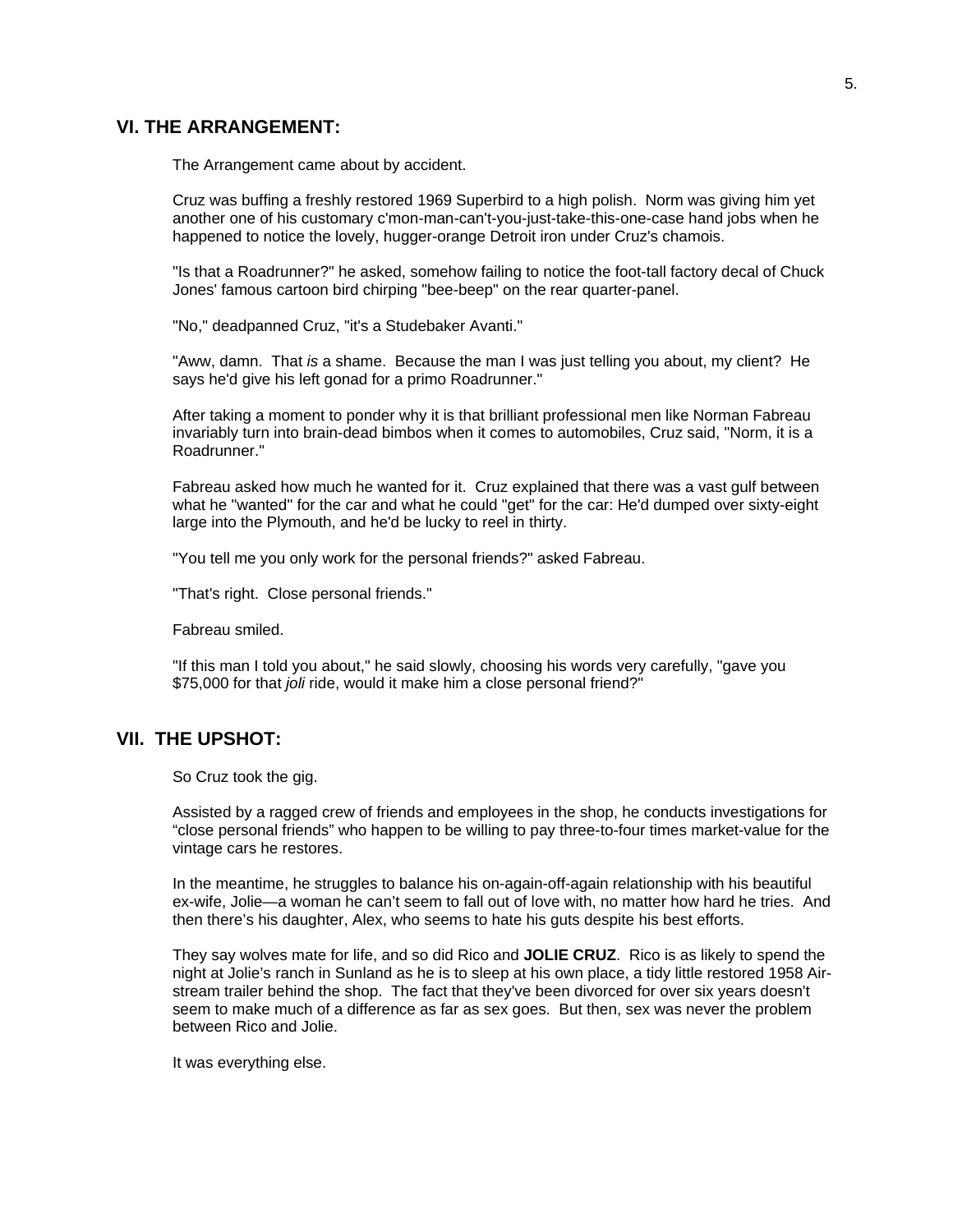## VI. THE ARRANGEMENT:

The Arrangement came about by accident.

Cruz was buffing a freshly restored 1969 Superbird to a high polish. Norm was giving him yet another one of his customary c'mon-man-can't-you-just-take-this-one-case hand jobs when he happened to notice the lovely, hugger-orange Detroit iron under Cruz's chamois.

"Is that a Roadrunner?" he asked, somehow failing to notice the foot-tall factory decal of Chuck Jones' famous cartoon bird chirping "bee-beep" on the rear quarter-panel.

"No," deadpanned Cruz, "it's a Studebaker Avanti."

"Aww, damn. That *is* a shame. Because the man I was just telling you about, my client? He says he'd give his left gonad for a primo Roadrunner."

After taking a moment to ponder why it is that brilliant professional men like Norman Fabreau invariably turn into brain-dead bimbos when it comes to automobiles, Cruz said, "Norm, it is a Roadrunner."

Fabreau asked how much he wanted for it. Cruz explained that there was a vast gulf between what he "wanted" for the car and what he could "get" for the car: He'd dumped over sixty-eight large into the Plymouth, and he'd be lucky to reel in thirty.

"You tell me you only work for the personal friends?" asked Fabreau.

"That's right. Close personal friends."

Fabreau smiled.

"If this man I told you about," he said slowly, choosing his words very carefully, "gave you $75,000 for that *joli* ride, would it make him a close personal friend?"

## VII. THE UPSHOT:

So Cruz took the gig.

Assisted by a ragged crew of friends and employees in the shop, he conducts investigations for "close personal friends" who happen to be willing to pay three-to-four times market-value for the vintage cars he restores.

In the meantime, he struggles to balance his on-again-off-again relationship with his beautiful ex-wife, Jolie—a woman he can't seem to fall out of love with, no matter how hard he tries. And then there's his daughter, Alex, who seems to hate his guts despite his best efforts.

They say wolves mate for life, and so did Rico and **JOLIE CRUZ**. Rico is as likely to spend the night at Jolie's ranch in Sunland as he is to sleep at his own place, a tidy little restored 1958 Air-stream trailer behind the shop. The fact that they've been divorced for over six years doesn't seem to make much of a difference as far as sex goes. But then, sex was never the problem between Rico and Jolie.

It was everything else.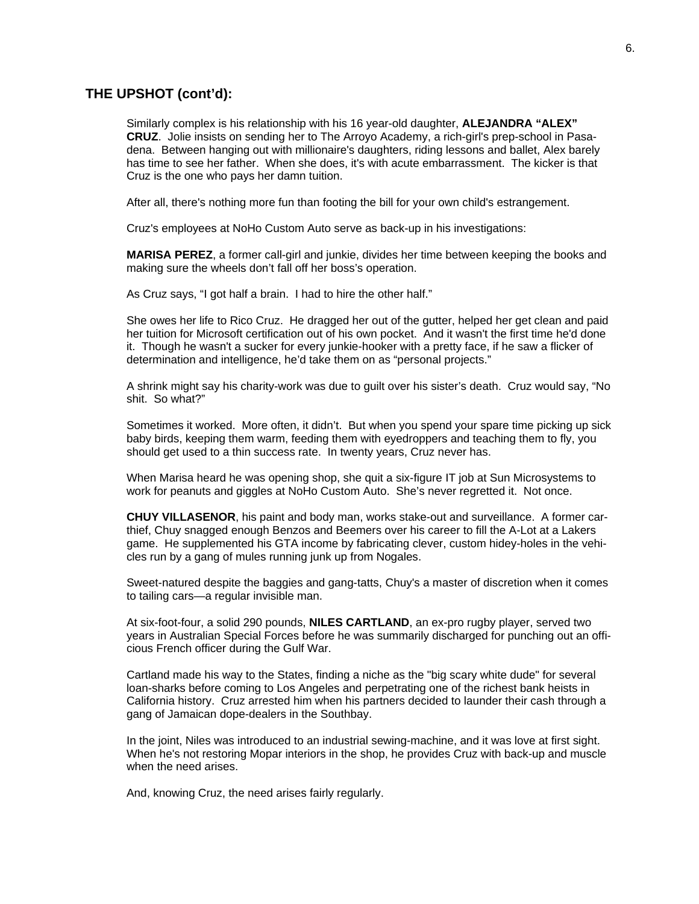## THE UPSHOT (cont'd):

Similarly complex is his relationship with his 16 year-old daughter, **ALEJANDRA "ALEX" CRUZ**. Jolie insists on sending her to The Arroyo Academy, a rich-girl's prep-school in Pasadena. Between hanging out with millionaire's daughters, riding lessons and ballet, Alex barely has time to see her father. When she does, it's with acute embarrassment. The kicker is that Cruz is the one who pays her damn tuition.

After all, there's nothing more fun than footing the bill for your own child's estrangement.

Cruz's employees at NoHo Custom Auto serve as back-up in his investigations:

**MARISA PEREZ**, a former call-girl and junkie, divides her time between keeping the books and making sure the wheels don't fall off her boss's operation.

As Cruz says, "I got half a brain. I had to hire the other half."

She owes her life to Rico Cruz. He dragged her out of the gutter, helped her get clean and paid her tuition for Microsoft certification out of his own pocket. And it wasn't the first time he'd done it. Though he wasn't a sucker for every junkie-hooker with a pretty face, if he saw a flicker of determination and intelligence, he'd take them on as "personal projects."

A shrink might say his charity-work was due to guilt over his sister's death. Cruz would say, "No shit. So what?"

Sometimes it worked. More often, it didn't. But when you spend your spare time picking up sick baby birds, keeping them warm, feeding them with eyedroppers and teaching them to fly, you should get used to a thin success rate. In twenty years, Cruz never has.

When Marisa heard he was opening shop, she quit a six-figure IT job at Sun Microsystems to work for peanuts and giggles at NoHo Custom Auto. She's never regretted it. Not once.

**CHUY VILLASENOR**, his paint and body man, works stake-out and surveillance. A former car-thief, Chuy snagged enough Benzos and Beemers over his career to fill the A-Lot at a Lakers game. He supplemented his GTA income by fabricating clever, custom hidey-holes in the vehicles run by a gang of mules running junk up from Nogales.

Sweet-natured despite the baggies and gang-tatts, Chuy's a master of discretion when it comes to tailing cars—a regular invisible man.

At six-foot-four, a solid 290 pounds, **NILES CARTLAND**, an ex-pro rugby player, served two years in Australian Special Forces before he was summarily discharged for punching out an officious French officer during the Gulf War.

Cartland made his way to the States, finding a niche as the "big scary white dude" for several loan-sharks before coming to Los Angeles and perpetrating one of the richest bank heists in California history. Cruz arrested him when his partners decided to launder their cash through a gang of Jamaican dope-dealers in the Southbay.

In the joint, Niles was introduced to an industrial sewing-machine, and it was love at first sight. When he's not restoring Mopar interiors in the shop, he provides Cruz with back-up and muscle when the need arises.

And, knowing Cruz, the need arises fairly regularly.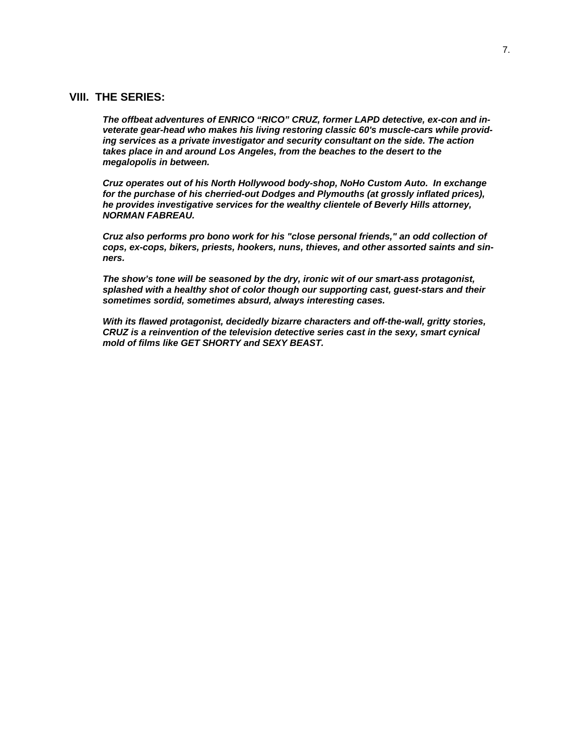## VIII. THE SERIES:

***The offbeat adventures of ENRICO “RICO” CRUZ, former LAPD detective, ex-con and inveterate gear-head who makes his living restoring classic 60's muscle-cars while providing services as a private investigator and security consultant on the side. The action takes place in and around Los Angeles, from the beaches to the desert to the megalopolis in between.***

***Cruz operates out of his North Hollywood body-shop, NoHo Custom Auto. In exchange for the purchase of his cherried-out Dodges and Plymouths (at grossly inflated prices), he provides investigative services for the wealthy clientele of Beverly Hills attorney, NORMAN FABREAU.***

***Cruz also performs pro bono work for his "close personal friends," an odd collection of cops, ex-cops, bikers, priests, hookers, nuns, thieves, and other assorted saints and sinners.***

***The show’s tone will be seasoned by the dry, ironic wit of our smart-ass protagonist, splashed with a healthy shot of color though our supporting cast, guest-stars and their sometimes sordid, sometimes absurd, always interesting cases.***

***With its flawed protagonist, decidedly bizarre characters and off-the-wall, gritty stories, CRUZ is a reinvention of the television detective series cast in the sexy, smart cynical mold of films like GET SHORTY and SEXY BEAST.***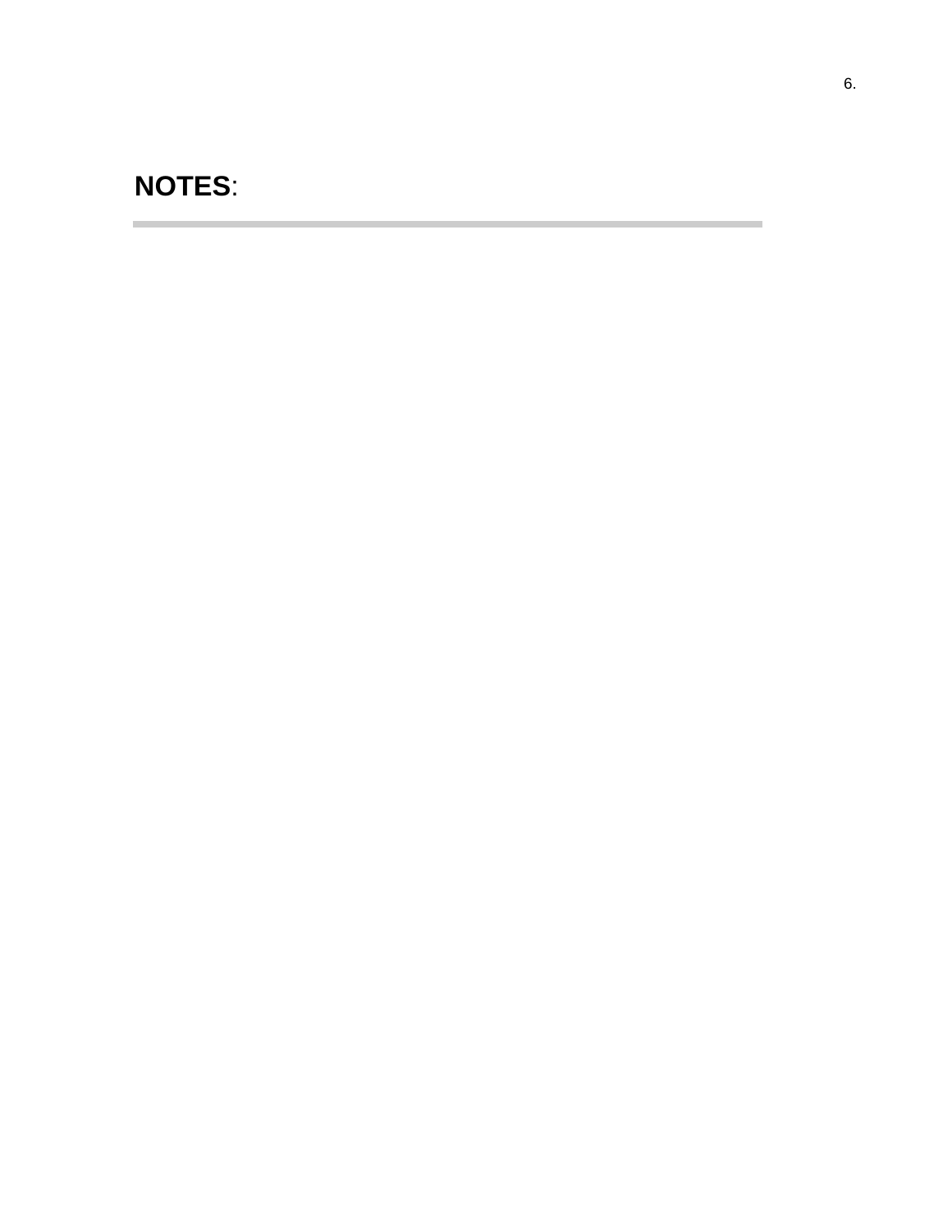**NOTES**:

---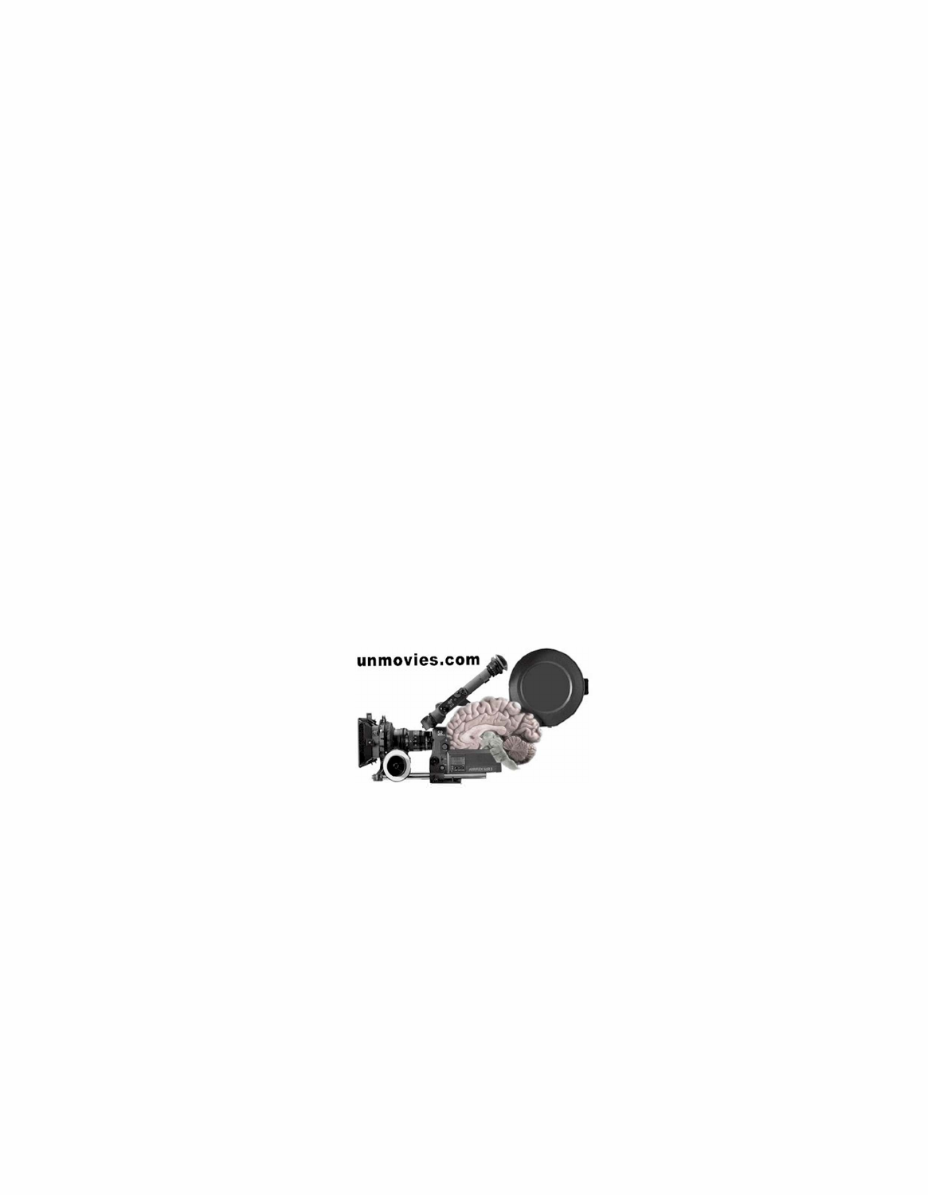unmovies.com